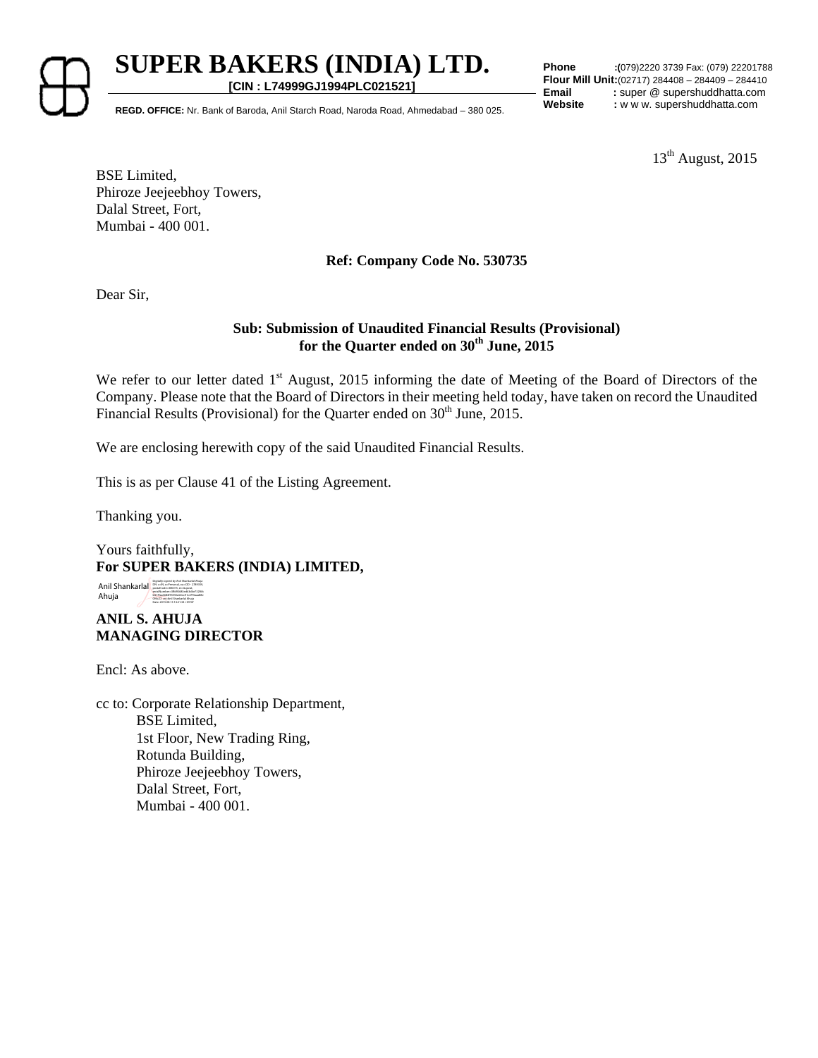# SUPER BAKERS (INDIA) LTD.

**[CIN : L74999GJ1994PLC021521]**

**REGD. OFFICE:** Nr. Bank of Baroda, Anil Starch Road, Naroda Road, Ahmedabad – 380 025.

**Phone** :(079)2220 3739 Fax: (079) 22201788
**Flour Mill Unit:**(02717) 284408 – 284409 – 284410
**Email** : super @ supershuddhatta.com
**Website** : w w w. supershuddhatta.com

13th August, 2015

BSE Limited,
Phiroze Jeejeebhoy Towers,
Dalal Street, Fort,
Mumbai - 400 001.

**Ref: Company Code No. 530735**

Dear Sir,

**Sub: Submission of Unaudited Financial Results (Provisional) for the Quarter ended on 30th June, 2015**

We refer to our letter dated 1st August, 2015 informing the date of Meeting of the Board of Directors of the Company. Please note that the Board of Directors in their meeting held today, have taken on record the Unaudited Financial Results (Provisional) for the Quarter ended on 30th June, 2015.

We are enclosing herewith copy of the said Unaudited Financial Results.

This is as per Clause 41 of the Listing Agreement.

Thanking you.

Yours faithfully,
**For SUPER BAKERS (INDIA) LIMITED,**

Anil Shankarlal Ahuja

**ANIL S. AHUJA**
**MANAGING DIRECTOR**

Encl: As above.

cc to: Corporate Relationship Department,
BSE Limited,
1st Floor, New Trading Ring,
Rotunda Building,
Phiroze Jeejeebhoy Towers,
Dalal Street, Fort,
Mumbai - 400 001.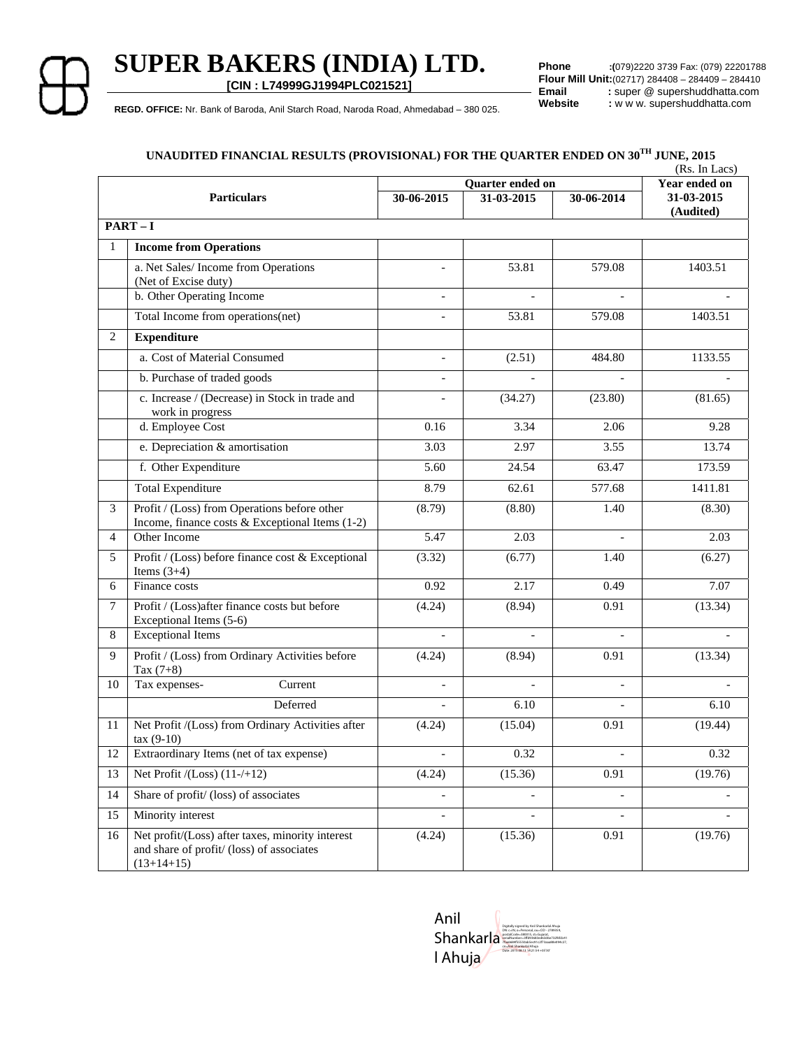# SUPER BAKERS (INDIA) LTD.

**[CIN : L74999GJ1994PLC021521]**

**REGD. OFFICE:** Nr. Bank of Baroda, Anil Starch Road, Naroda Road, Ahmedabad – 380 025.

**Phone** :(079)2220 3739 Fax: (079) 22201788
**Flour Mill Unit:**(02717) 284408 – 284409 – 284410
**Email** : super @ supershuddhatta.com
**Website** : w w w. supershuddhatta.com

**UNAUDITED FINANCIAL RESULTS (PROVISIONAL) FOR THE QUARTER ENDED ON 30TH JUNE, 2015**

(Rs. In Lacs)

| | Particulars | Quarter ended on | | | Year ended on |
|---|---|---|---|---|---|
| | | 30-06-2015 | 31-03-2015 | 30-06-2014 | 31-03-2015 (Audited) |
| **PART – I** | | | | | |
| 1 | **Income from Operations** | | | | |
| | a. Net Sales/ Income from Operations (Net of Excise duty) | - | 53.81 | 579.08 | 1403.51 |
| | b. Other Operating Income | - | - | - | - |
| | Total Income from operations(net) | - | 53.81 | 579.08 | 1403.51 |
| 2 | **Expenditure** | | | | |
| | a. Cost of Material Consumed | - | (2.51) | 484.80 | 1133.55 |
| | b. Purchase of traded goods | - | - | - | - |
| | c. Increase / (Decrease) in Stock in trade and work in progress | - | (34.27) | (23.80) | (81.65) |
| | d. Employee Cost | 0.16 | 3.34 | 2.06 | 9.28 |
| | e. Depreciation & amortisation | 3.03 | 2.97 | 3.55 | 13.74 |
| | f. Other Expenditure | 5.60 | 24.54 | 63.47 | 173.59 |
| | Total Expenditure | 8.79 | 62.61 | 577.68 | 1411.81 |
| 3 | Profit / (Loss) from Operations before other Income, finance costs & Exceptional Items (1-2) | (8.79) | (8.80) | 1.40 | (8.30) |
| 4 | Other Income | 5.47 | 2.03 | - | 2.03 |
| 5 | Profit / (Loss) before finance cost & Exceptional Items (3+4) | (3.32) | (6.77) | 1.40 | (6.27) |
| 6 | Finance costs | 0.92 | 2.17 | 0.49 | 7.07 |
| 7 | Profit / (Loss)after finance costs but before Exceptional Items (5-6) | (4.24) | (8.94) | 0.91 | (13.34) |
| 8 | Exceptional Items | - | - | - | - |
| 9 | Profit / (Loss) from Ordinary Activities before Tax (7+8) | (4.24) | (8.94) | 0.91 | (13.34) |
| 10 | Tax expenses- Current | - | - | - | - |
| | Deferred | - | 6.10 | - | 6.10 |
| 11 | Net Profit /(Loss) from Ordinary Activities after tax (9-10) | (4.24) | (15.04) | 0.91 | (19.44) |
| 12 | Extraordinary Items (net of tax expense) | - | 0.32 | - | 0.32 |
| 13 | Net Profit /(Loss) (11-/+12) | (4.24) | (15.36) | 0.91 | (19.76) |
| 14 | Share of profit/ (loss) of associates | - | - | - | - |
| 15 | Minority interest | - | - | - | - |
| 16 | Net profit/(Loss) after taxes, minority interest and share of profit/ (loss) of associates (13+14+15) | (4.24) | (15.36) | 0.91 | (19.76) |

Anil Shankarlal Ahuja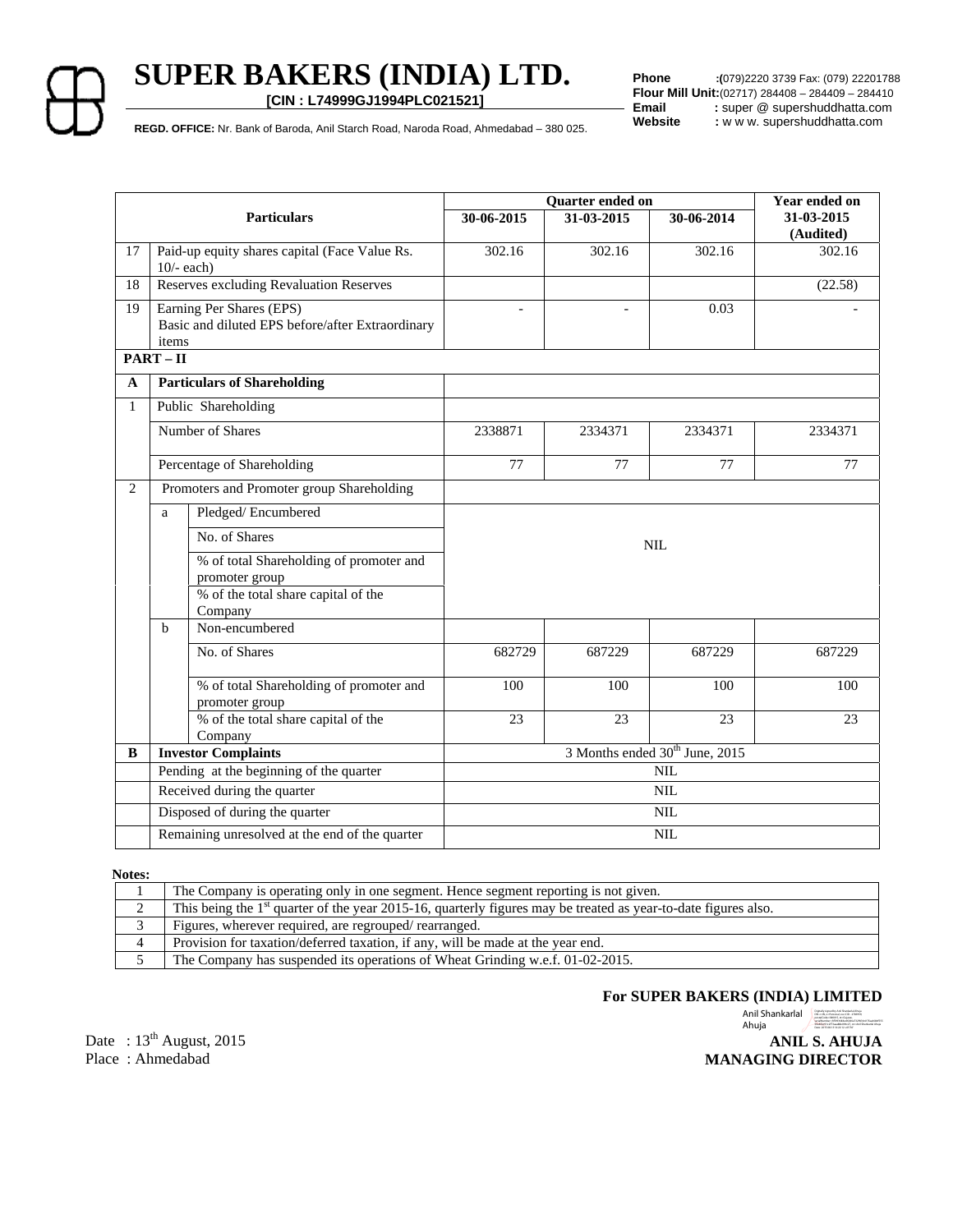# SUPER BAKERS (INDIA) LTD.

**[CIN : L74999GJ1994PLC021521]**

**REGD. OFFICE:** Nr. Bank of Baroda, Anil Starch Road, Naroda Road, Ahmedabad – 380 025.

**Phone** :(079)2220 3739 Fax: (079) 22201788
**Flour Mill Unit:**(02717) 284408 – 284409 – 284410
**Email** : super @ supershuddhatta.com
**Website** : w w w. supershuddhatta.com

| | | | Quarter ended on | | | Year ended on |
|---|---|---|---|---|---|---|
| **Particulars** | | | **30-06-2015** | **31-03-2015** | **30-06-2014** | **31-03-2015 (Audited)** |
| 17 | Paid-up equity shares capital (Face Value Rs. 10/- each) | | 302.16 | 302.16 | 302.16 | 302.16 |
| 18 | Reserves excluding Revaluation Reserves | | | | | (22.58) |
| 19 | Earning Per Shares (EPS) Basic and diluted EPS before/after Extraordinary items | | - | - | 0.03 | - |
| **PART – II** | | | | | | |
| **A** | **Particulars of Shareholding** | | | | | |
| 1 | Public Shareholding | | | | | |
| | Number of Shares | | 2338871 | 2334371 | 2334371 | 2334371 |
| | Percentage of Shareholding | | 77 | 77 | 77 | 77 |
| 2 | Promoters and Promoter group Shareholding | | | | | |
| | a | Pledged/ Encumbered | NIL | | | |
| | | No. of Shares | | | | |
| | | % of total Shareholding of promoter and promoter group | | | | |
| | | % of the total share capital of the Company | | | | |
| | b | Non-encumbered | | | | |
| | | No. of Shares | 682729 | 687229 | 687229 | 687229 |
| | | % of total Shareholding of promoter and promoter group | 100 | 100 | 100 | 100 |
| | | % of the total share capital of the Company | 23 | 23 | 23 | 23 |
| **B** | **Investor Complaints** | | 3 Months ended 30th June, 2015 | | | |
| | Pending at the beginning of the quarter | | NIL | | | |
| | Received during the quarter | | NIL | | | |
| | Disposed of during the quarter | | NIL | | | |
| | Remaining unresolved at the end of the quarter | | NIL | | | |

**Notes:**

| | |
|---|---|
| 1 | The Company is operating only in one segment. Hence segment reporting is not given. |
| 2 | This being the 1st quarter of the year 2015-16, quarterly figures may be treated as year-to-date figures also. |
| 3 | Figures, wherever required, are regrouped/ rearranged. |
| 4 | Provision for taxation/deferred taxation, if any, will be made at the year end. |
| 5 | The Company has suspended its operations of Wheat Grinding w.e.f. 01-02-2015. |

**For SUPER BAKERS (INDIA) LIMITED**

Anil Shankarlal Ahuja

**ANIL S. AHUJA**
**MANAGING DIRECTOR**

Date : 13th August, 2015
Place : Ahmedabad